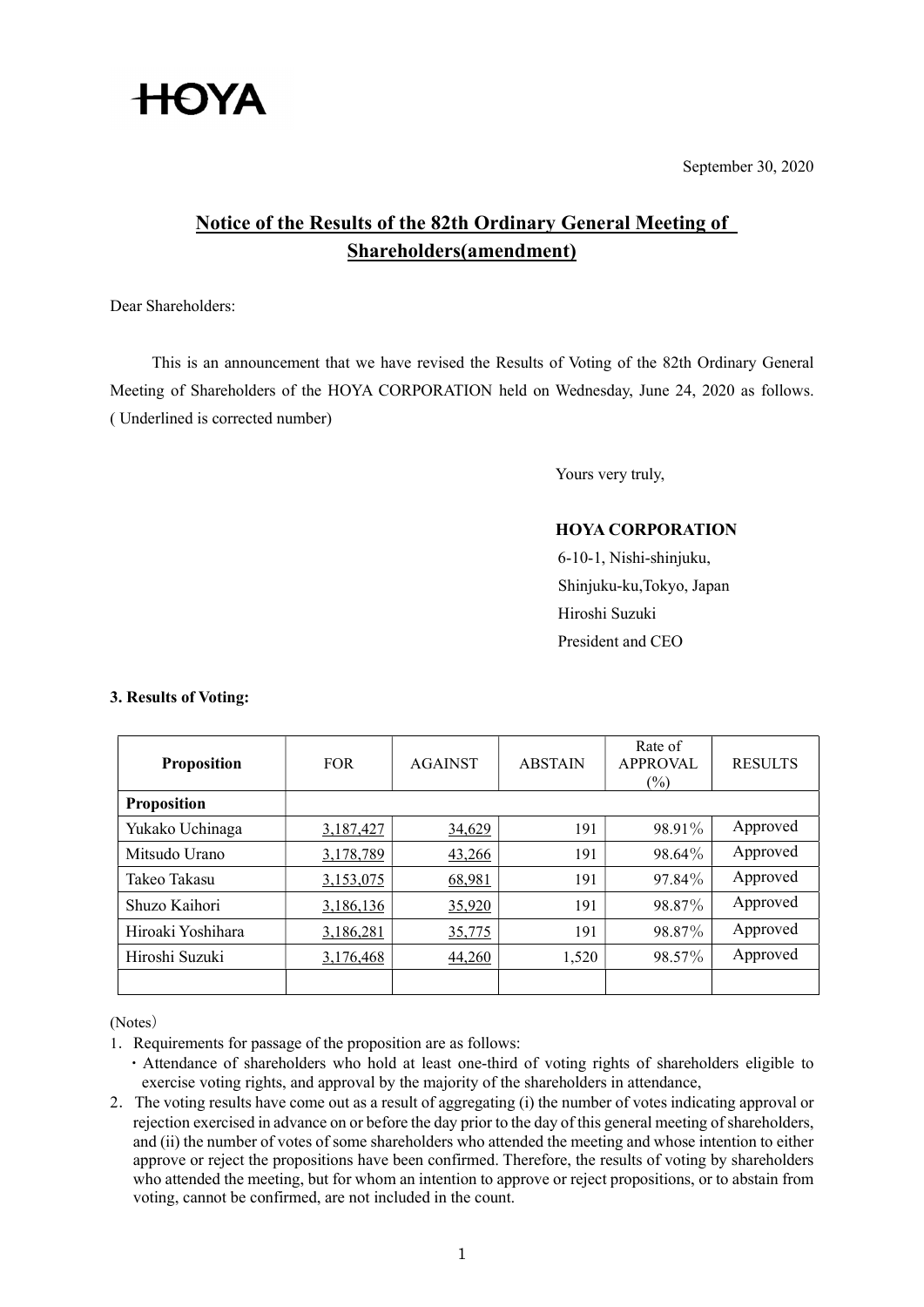HOYA

September 30, 2020

## Notice of the Results of the 82th Ordinary General Meeting of Shareholders(amendment)

Dear Shareholders:

This is an announcement that we have revised the Results of Voting of the 82th Ordinary General Meeting of Shareholders of the HOYA CORPORATION held on Wednesday, June 24, 2020 as follows. ( Underlined is corrected number)

Yours very truly,

**HOYA CORPORATION**
6-10-1, Nishi-shinjuku,
Shinjuku-ku,Tokyo, Japan
Hiroshi Suzuki
President and CEO

**3. Results of Voting:**

| Proposition | FOR | AGAINST | ABSTAIN | Rate of APPROVAL (%) | RESULTS |
|---|---|---|---|---|---|
| **Proposition** | | | | | |
| Yukako Uchinaga | <u>3,187,427</u> | <u>34,629</u> | 191 | 98.91% | Approved |
| Mitsudo Urano | <u>3,178,789</u> | <u>43,266</u> | 191 | 98.64% | Approved |
| Takeo Takasu | <u>3,153,075</u> | <u>68,981</u> | 191 | 97.84% | Approved |
| Shuzo Kaihori | <u>3,186,136</u> | <u>35,920</u> | 191 | 98.87% | Approved |
| Hiroaki Yoshihara | <u>3,186,281</u> | <u>35,775</u> | 191 | 98.87% | Approved |
| Hiroshi Suzuki | <u>3,176,468</u> | <u>44,260</u> | 1,520 | 98.57% | Approved |
| | | | | | |

(Notes)

1. Requirements for passage of the proposition are as follows:
   - Attendance of shareholders who hold at least one-third of voting rights of shareholders eligible to exercise voting rights, and approval by the majority of the shareholders in attendance,
2. The voting results have come out as a result of aggregating (i) the number of votes indicating approval or rejection exercised in advance on or before the day prior to the day of this general meeting of shareholders, and (ii) the number of votes of some shareholders who attended the meeting and whose intention to either approve or reject the propositions have been confirmed. Therefore, the results of voting by shareholders who attended the meeting, but for whom an intention to approve or reject propositions, or to abstain from voting, cannot be confirmed, are not included in the count.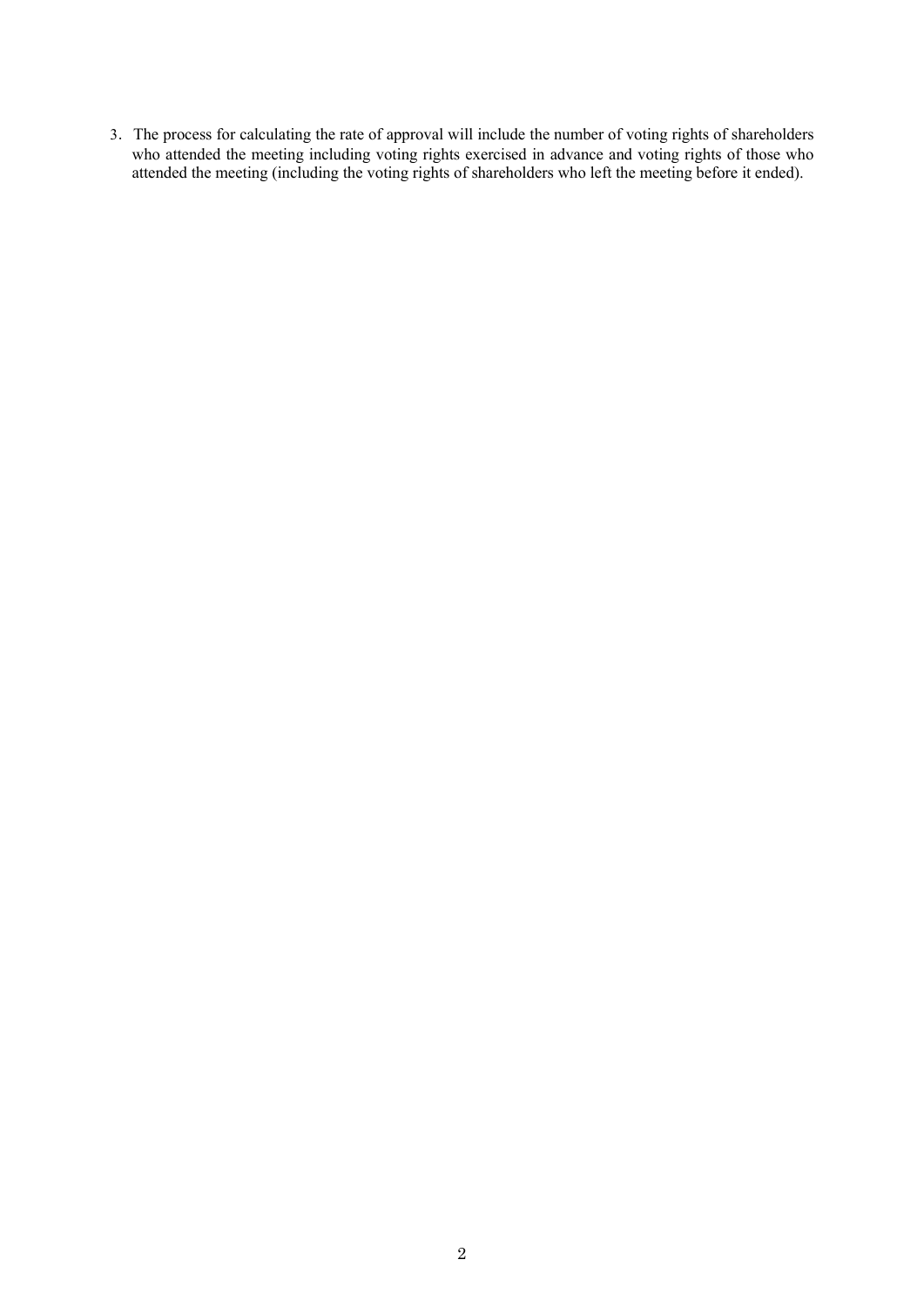3. The process for calculating the rate of approval will include the number of voting rights of shareholders who attended the meeting including voting rights exercised in advance and voting rights of those who attended the meeting (including the voting rights of shareholders who left the meeting before it ended).